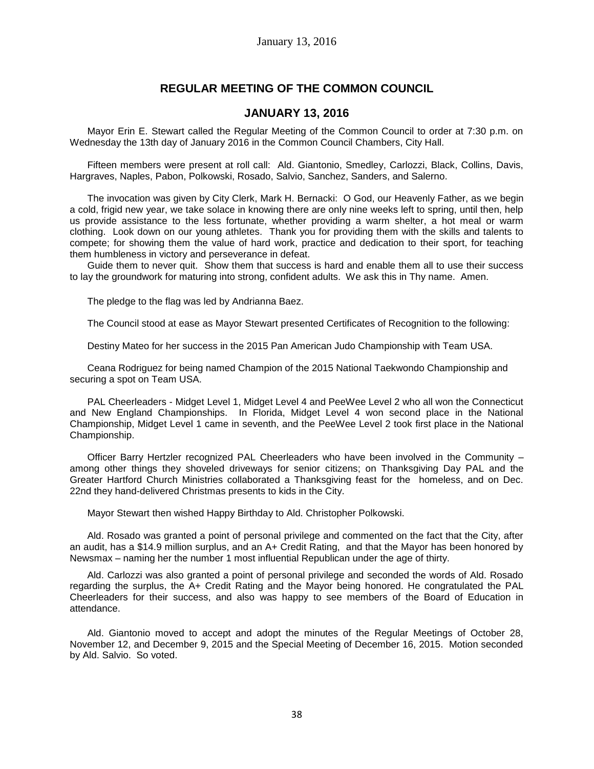## REGULAR MEETING OF THE COMMON COUNCIL

## JANUARY 13, 2016

Mayor Erin E. Stewart called the Regular Meeting of the Common Council to order at 7:30 p.m. on Wednesday the 13th day of January 2016 in the Common Council Chambers, City Hall.

Fifteen members were present at roll call: Ald. Giantonio, Smedley, Carlozzi, Black, Collins, Davis, Hargraves, Naples, Pabon, Polkowski, Rosado, Salvio, Sanchez, Sanders, and Salerno.

The invocation was given by City Clerk, Mark H. Bernacki: O God, our Heavenly Father, as we begin a cold, frigid new year, we take solace in knowing there are only nine weeks left to spring, until then, help us provide assistance to the less fortunate, whether providing a warm shelter, a hot meal or warm clothing. Look down on our young athletes. Thank you for providing them with the skills and talents to compete; for showing them the value of hard work, practice and dedication to their sport, for teaching them humbleness in victory and perseverance in defeat.

Guide them to never quit. Show them that success is hard and enable them all to use their success to lay the groundwork for maturing into strong, confident adults. We ask this in Thy name. Amen.

The pledge to the flag was led by Andrianna Baez.

The Council stood at ease as Mayor Stewart presented Certificates of Recognition to the following:

Destiny Mateo for her success in the 2015 Pan American Judo Championship with Team USA.

Ceana Rodriguez for being named Champion of the 2015 National Taekwondo Championship and securing a spot on Team USA.

PAL Cheerleaders - Midget Level 1, Midget Level 4 and PeeWee Level 2 who all won the Connecticut and New England Championships. In Florida, Midget Level 4 won second place in the National Championship, Midget Level 1 came in seventh, and the PeeWee Level 2 took first place in the National Championship.

Officer Barry Hertzler recognized PAL Cheerleaders who have been involved in the Community – among other things they shoveled driveways for senior citizens; on Thanksgiving Day PAL and the Greater Hartford Church Ministries collaborated a Thanksgiving feast for the homeless, and on Dec. 22nd they hand-delivered Christmas presents to kids in the City.

Mayor Stewart then wished Happy Birthday to Ald. Christopher Polkowski.

Ald. Rosado was granted a point of personal privilege and commented on the fact that the City, after an audit, has a $14.9 million surplus, and an A+ Credit Rating, and that the Mayor has been honored by Newsmax – naming her the number 1 most influential Republican under the age of thirty.

Ald. Carlozzi was also granted a point of personal privilege and seconded the words of Ald. Rosado regarding the surplus, the A+ Credit Rating and the Mayor being honored. He congratulated the PAL Cheerleaders for their success, and also was happy to see members of the Board of Education in attendance.

Ald. Giantonio moved to accept and adopt the minutes of the Regular Meetings of October 28, November 12, and December 9, 2015 and the Special Meeting of December 16, 2015. Motion seconded by Ald. Salvio. So voted.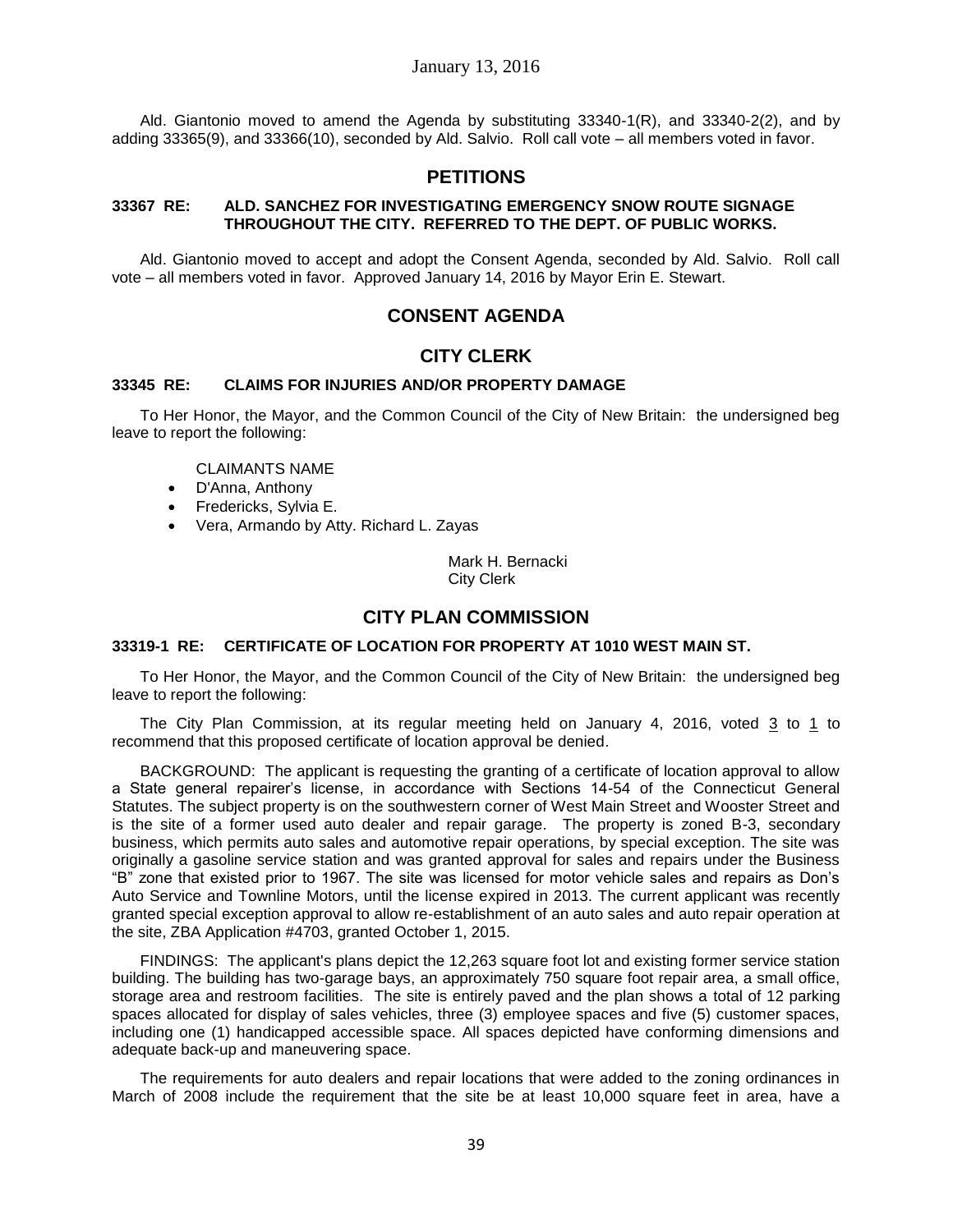Ald. Giantonio moved to amend the Agenda by substituting 33340-1(R), and 33340-2(2), and by adding 33365(9), and 33366(10), seconded by Ald. Salvio. Roll call vote – all members voted in favor.

## PETITIONS

**33367 RE: ALD. SANCHEZ FOR INVESTIGATING EMERGENCY SNOW ROUTE SIGNAGE THROUGHOUT THE CITY. REFERRED TO THE DEPT. OF PUBLIC WORKS.**

Ald. Giantonio moved to accept and adopt the Consent Agenda, seconded by Ald. Salvio. Roll call vote – all members voted in favor. Approved January 14, 2016 by Mayor Erin E. Stewart.

## CONSENT AGENDA

## CITY CLERK

**33345 RE: CLAIMS FOR INJURIES AND/OR PROPERTY DAMAGE**

To Her Honor, the Mayor, and the Common Council of the City of New Britain: the undersigned beg leave to report the following:

CLAIMANTS NAME

- D'Anna, Anthony
- Fredericks, Sylvia E.
- Vera, Armando by Atty. Richard L. Zayas

Mark H. Bernacki
City Clerk

## CITY PLAN COMMISSION

**33319-1 RE: CERTIFICATE OF LOCATION FOR PROPERTY AT 1010 WEST MAIN ST.**

To Her Honor, the Mayor, and the Common Council of the City of New Britain: the undersigned beg leave to report the following:

The City Plan Commission, at its regular meeting held on January 4, 2016, voted 3 to 1 to recommend that this proposed certificate of location approval be denied.

BACKGROUND: The applicant is requesting the granting of a certificate of location approval to allow a State general repairer's license, in accordance with Sections 14-54 of the Connecticut General Statutes. The subject property is on the southwestern corner of West Main Street and Wooster Street and is the site of a former used auto dealer and repair garage. The property is zoned B-3, secondary business, which permits auto sales and automotive repair operations, by special exception. The site was originally a gasoline service station and was granted approval for sales and repairs under the Business "B" zone that existed prior to 1967. The site was licensed for motor vehicle sales and repairs as Don's Auto Service and Townline Motors, until the license expired in 2013. The current applicant was recently granted special exception approval to allow re-establishment of an auto sales and auto repair operation at the site, ZBA Application #4703, granted October 1, 2015.

FINDINGS: The applicant's plans depict the 12,263 square foot lot and existing former service station building. The building has two-garage bays, an approximately 750 square foot repair area, a small office, storage area and restroom facilities. The site is entirely paved and the plan shows a total of 12 parking spaces allocated for display of sales vehicles, three (3) employee spaces and five (5) customer spaces, including one (1) handicapped accessible space. All spaces depicted have conforming dimensions and adequate back-up and maneuvering space.

The requirements for auto dealers and repair locations that were added to the zoning ordinances in March of 2008 include the requirement that the site be at least 10,000 square feet in area, have a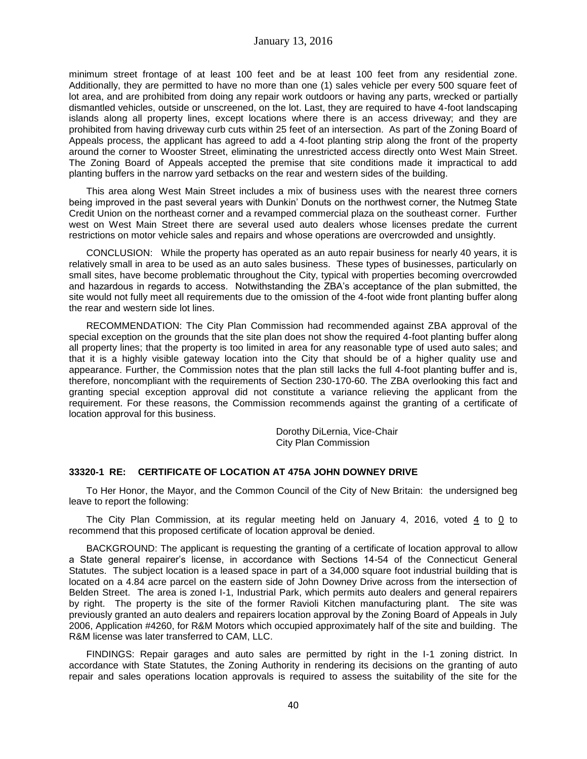minimum street frontage of at least 100 feet and be at least 100 feet from any residential zone. Additionally, they are permitted to have no more than one (1) sales vehicle per every 500 square feet of lot area, and are prohibited from doing any repair work outdoors or having any parts, wrecked or partially dismantled vehicles, outside or unscreened, on the lot. Last, they are required to have 4-foot landscaping islands along all property lines, except locations where there is an access driveway; and they are prohibited from having driveway curb cuts within 25 feet of an intersection. As part of the Zoning Board of Appeals process, the applicant has agreed to add a 4-foot planting strip along the front of the property around the corner to Wooster Street, eliminating the unrestricted access directly onto West Main Street. The Zoning Board of Appeals accepted the premise that site conditions made it impractical to add planting buffers in the narrow yard setbacks on the rear and western sides of the building.

This area along West Main Street includes a mix of business uses with the nearest three corners being improved in the past several years with Dunkin' Donuts on the northwest corner, the Nutmeg State Credit Union on the northeast corner and a revamped commercial plaza on the southeast corner. Further west on West Main Street there are several used auto dealers whose licenses predate the current restrictions on motor vehicle sales and repairs and whose operations are overcrowded and unsightly.

CONCLUSION: While the property has operated as an auto repair business for nearly 40 years, it is relatively small in area to be used as an auto sales business. These types of businesses, particularly on small sites, have become problematic throughout the City, typical with properties becoming overcrowded and hazardous in regards to access. Notwithstanding the ZBA's acceptance of the plan submitted, the site would not fully meet all requirements due to the omission of the 4-foot wide front planting buffer along the rear and western side lot lines.

RECOMMENDATION: The City Plan Commission had recommended against ZBA approval of the special exception on the grounds that the site plan does not show the required 4-foot planting buffer along all property lines; that the property is too limited in area for any reasonable type of used auto sales; and that it is a highly visible gateway location into the City that should be of a higher quality use and appearance. Further, the Commission notes that the plan still lacks the full 4-foot planting buffer and is, therefore, noncompliant with the requirements of Section 230-170-60. The ZBA overlooking this fact and granting special exception approval did not constitute a variance relieving the applicant from the requirement. For these reasons, the Commission recommends against the granting of a certificate of location approval for this business.

Dorothy DiLernia, Vice-Chair
City Plan Commission

**33320-1 RE: CERTIFICATE OF LOCATION AT 475A JOHN DOWNEY DRIVE**

To Her Honor, the Mayor, and the Common Council of the City of New Britain: the undersigned beg leave to report the following:

The City Plan Commission, at its regular meeting held on January 4, 2016, voted 4 to 0 to recommend that this proposed certificate of location approval be denied.

BACKGROUND: The applicant is requesting the granting of a certificate of location approval to allow a State general repairer's license, in accordance with Sections 14-54 of the Connecticut General Statutes. The subject location is a leased space in part of a 34,000 square foot industrial building that is located on a 4.84 acre parcel on the eastern side of John Downey Drive across from the intersection of Belden Street. The area is zoned I-1, Industrial Park, which permits auto dealers and general repairers by right. The property is the site of the former Ravioli Kitchen manufacturing plant. The site was previously granted an auto dealers and repairers location approval by the Zoning Board of Appeals in July 2006, Application #4260, for R&M Motors which occupied approximately half of the site and building. The R&M license was later transferred to CAM, LLC.

FINDINGS: Repair garages and auto sales are permitted by right in the I-1 zoning district. In accordance with State Statutes, the Zoning Authority in rendering its decisions on the granting of auto repair and sales operations location approvals is required to assess the suitability of the site for the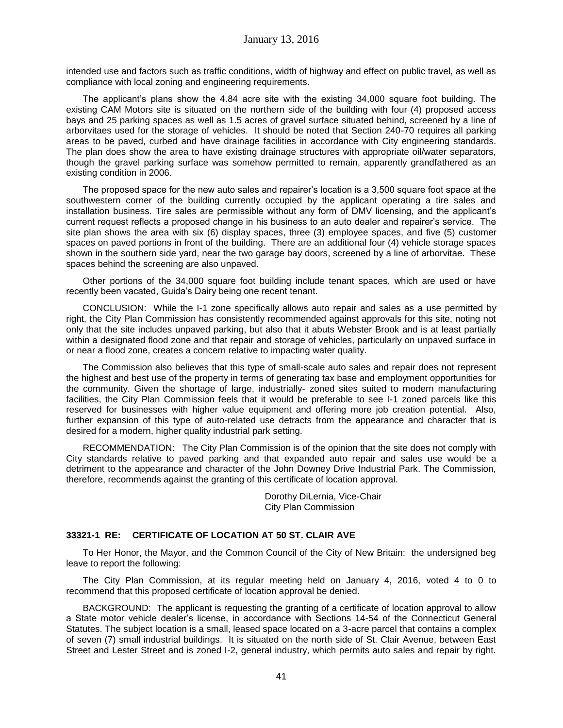intended use and factors such as traffic conditions, width of highway and effect on public travel, as well as compliance with local zoning and engineering requirements.

The applicant's plans show the 4.84 acre site with the existing 34,000 square foot building. The existing CAM Motors site is situated on the northern side of the building with four (4) proposed access bays and 25 parking spaces as well as 1.5 acres of gravel surface situated behind, screened by a line of arborvitaes used for the storage of vehicles. It should be noted that Section 240-70 requires all parking areas to be paved, curbed and have drainage facilities in accordance with City engineering standards. The plan does show the area to have existing drainage structures with appropriate oil/water separators, though the gravel parking surface was somehow permitted to remain, apparently grandfathered as an existing condition in 2006.

The proposed space for the new auto sales and repairer's location is a 3,500 square foot space at the southwestern corner of the building currently occupied by the applicant operating a tire sales and installation business. Tire sales are permissible without any form of DMV licensing, and the applicant's current request reflects a proposed change in his business to an auto dealer and repairer's service. The site plan shows the area with six (6) display spaces, three (3) employee spaces, and five (5) customer spaces on paved portions in front of the building. There are an additional four (4) vehicle storage spaces shown in the southern side yard, near the two garage bay doors, screened by a line of arborvitae. These spaces behind the screening are also unpaved.

Other portions of the 34,000 square foot building include tenant spaces, which are used or have recently been vacated, Guida's Dairy being one recent tenant.

CONCLUSION: While the I-1 zone specifically allows auto repair and sales as a use permitted by right, the City Plan Commission has consistently recommended against approvals for this site, noting not only that the site includes unpaved parking, but also that it abuts Webster Brook and is at least partially within a designated flood zone and that repair and storage of vehicles, particularly on unpaved surface in or near a flood zone, creates a concern relative to impacting water quality.

The Commission also believes that this type of small-scale auto sales and repair does not represent the highest and best use of the property in terms of generating tax base and employment opportunities for the community. Given the shortage of large, industrially- zoned sites suited to modern manufacturing facilities, the City Plan Commission feels that it would be preferable to see I-1 zoned parcels like this reserved for businesses with higher value equipment and offering more job creation potential. Also, further expansion of this type of auto-related use detracts from the appearance and character that is desired for a modern, higher quality industrial park setting.

RECOMMENDATION: The City Plan Commission is of the opinion that the site does not comply with City standards relative to paved parking and that expanded auto repair and sales use would be a detriment to the appearance and character of the John Downey Drive Industrial Park. The Commission, therefore, recommends against the granting of this certificate of location approval.

Dorothy DiLernia, Vice-Chair
City Plan Commission

### 33321-1 RE: CERTIFICATE OF LOCATION AT 50 ST. CLAIR AVE

To Her Honor, the Mayor, and the Common Council of the City of New Britain: the undersigned beg leave to report the following:

The City Plan Commission, at its regular meeting held on January 4, 2016, voted 4 to 0 to recommend that this proposed certificate of location approval be denied.

BACKGROUND: The applicant is requesting the granting of a certificate of location approval to allow a State motor vehicle dealer's license, in accordance with Sections 14-54 of the Connecticut General Statutes. The subject location is a small, leased space located on a 3-acre parcel that contains a complex of seven (7) small industrial buildings. It is situated on the north side of St. Clair Avenue, between East Street and Lester Street and is zoned I-2, general industry, which permits auto sales and repair by right.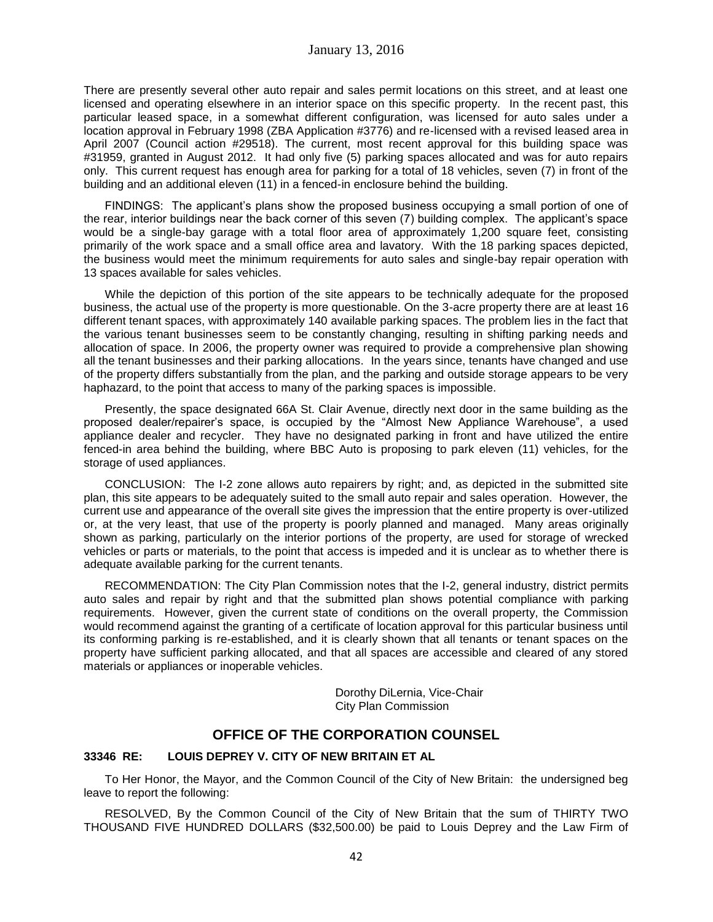There are presently several other auto repair and sales permit locations on this street, and at least one licensed and operating elsewhere in an interior space on this specific property. In the recent past, this particular leased space, in a somewhat different configuration, was licensed for auto sales under a location approval in February 1998 (ZBA Application #3776) and re-licensed with a revised leased area in April 2007 (Council action #29518). The current, most recent approval for this building space was #31959, granted in August 2012. It had only five (5) parking spaces allocated and was for auto repairs only. This current request has enough area for parking for a total of 18 vehicles, seven (7) in front of the building and an additional eleven (11) in a fenced-in enclosure behind the building.

FINDINGS: The applicant's plans show the proposed business occupying a small portion of one of the rear, interior buildings near the back corner of this seven (7) building complex. The applicant's space would be a single-bay garage with a total floor area of approximately 1,200 square feet, consisting primarily of the work space and a small office area and lavatory. With the 18 parking spaces depicted, the business would meet the minimum requirements for auto sales and single-bay repair operation with 13 spaces available for sales vehicles.

While the depiction of this portion of the site appears to be technically adequate for the proposed business, the actual use of the property is more questionable. On the 3-acre property there are at least 16 different tenant spaces, with approximately 140 available parking spaces. The problem lies in the fact that the various tenant businesses seem to be constantly changing, resulting in shifting parking needs and allocation of space. In 2006, the property owner was required to provide a comprehensive plan showing all the tenant businesses and their parking allocations. In the years since, tenants have changed and use of the property differs substantially from the plan, and the parking and outside storage appears to be very haphazard, to the point that access to many of the parking spaces is impossible.

Presently, the space designated 66A St. Clair Avenue, directly next door in the same building as the proposed dealer/repairer's space, is occupied by the "Almost New Appliance Warehouse", a used appliance dealer and recycler. They have no designated parking in front and have utilized the entire fenced-in area behind the building, where BBC Auto is proposing to park eleven (11) vehicles, for the storage of used appliances.

CONCLUSION: The I-2 zone allows auto repairers by right; and, as depicted in the submitted site plan, this site appears to be adequately suited to the small auto repair and sales operation. However, the current use and appearance of the overall site gives the impression that the entire property is over-utilized or, at the very least, that use of the property is poorly planned and managed. Many areas originally shown as parking, particularly on the interior portions of the property, are used for storage of wrecked vehicles or parts or materials, to the point that access is impeded and it is unclear as to whether there is adequate available parking for the current tenants.

RECOMMENDATION: The City Plan Commission notes that the I-2, general industry, district permits auto sales and repair by right and that the submitted plan shows potential compliance with parking requirements. However, given the current state of conditions on the overall property, the Commission would recommend against the granting of a certificate of location approval for this particular business until its conforming parking is re-established, and it is clearly shown that all tenants or tenant spaces on the property have sufficient parking allocated, and that all spaces are accessible and cleared of any stored materials or appliances or inoperable vehicles.

Dorothy DiLernia, Vice-Chair
City Plan Commission

## OFFICE OF THE CORPORATION COUNSEL

**33346 RE: LOUIS DEPREY V. CITY OF NEW BRITAIN ET AL**

To Her Honor, the Mayor, and the Common Council of the City of New Britain: the undersigned beg leave to report the following:

RESOLVED, By the Common Council of the City of New Britain that the sum of THIRTY TWO THOUSAND FIVE HUNDRED DOLLARS ($32,500.00) be paid to Louis Deprey and the Law Firm of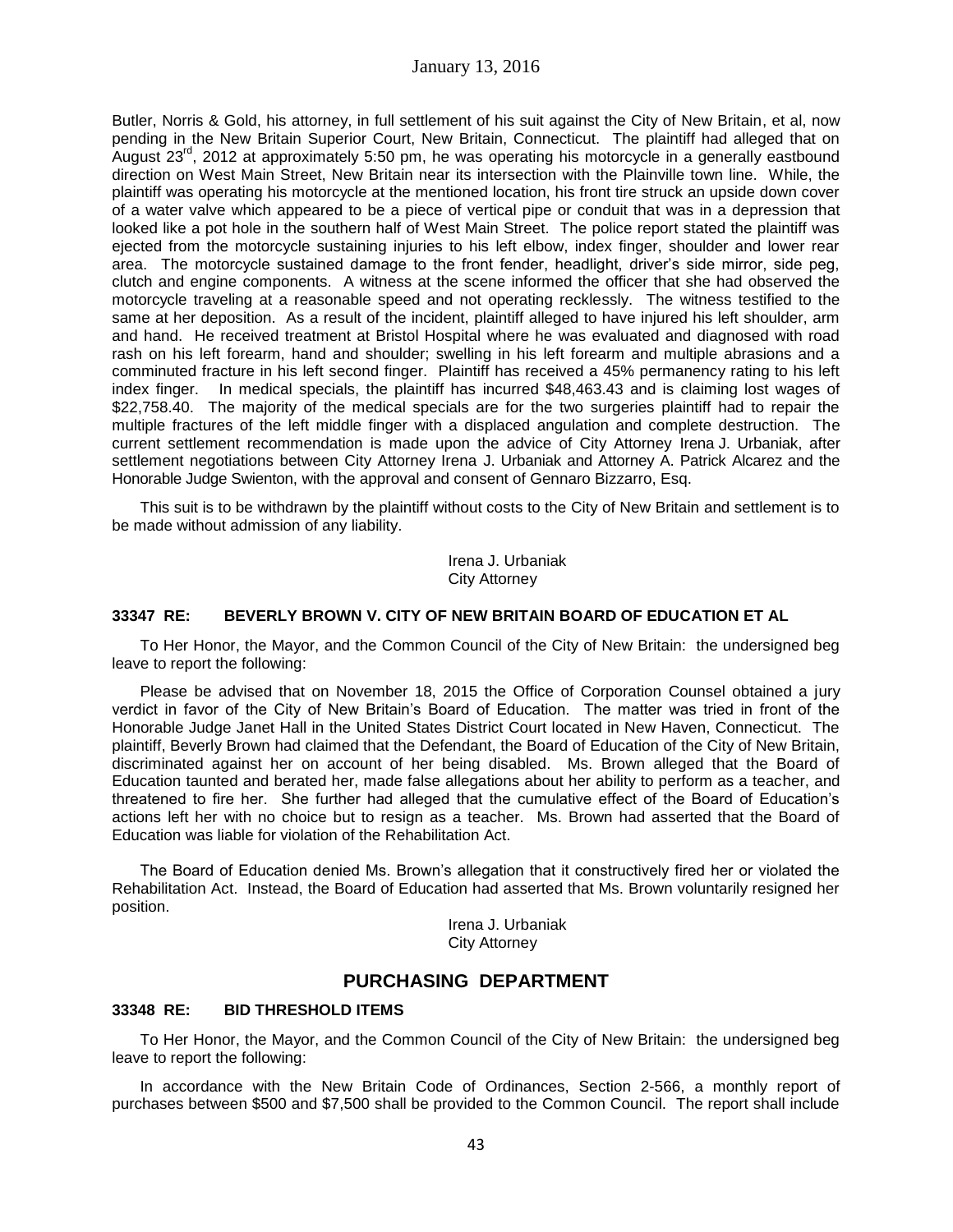Butler, Norris & Gold, his attorney, in full settlement of his suit against the City of New Britain, et al, now pending in the New Britain Superior Court, New Britain, Connecticut. The plaintiff had alleged that on August 23rd, 2012 at approximately 5:50 pm, he was operating his motorcycle in a generally eastbound direction on West Main Street, New Britain near its intersection with the Plainville town line. While, the plaintiff was operating his motorcycle at the mentioned location, his front tire struck an upside down cover of a water valve which appeared to be a piece of vertical pipe or conduit that was in a depression that looked like a pot hole in the southern half of West Main Street. The police report stated the plaintiff was ejected from the motorcycle sustaining injuries to his left elbow, index finger, shoulder and lower rear area. The motorcycle sustained damage to the front fender, headlight, driver's side mirror, side peg, clutch and engine components. A witness at the scene informed the officer that she had observed the motorcycle traveling at a reasonable speed and not operating recklessly. The witness testified to the same at her deposition. As a result of the incident, plaintiff alleged to have injured his left shoulder, arm and hand. He received treatment at Bristol Hospital where he was evaluated and diagnosed with road rash on his left forearm, hand and shoulder; swelling in his left forearm and multiple abrasions and a comminuted fracture in his left second finger. Plaintiff has received a 45% permanency rating to his left index finger. In medical specials, the plaintiff has incurred $48,463.43 and is claiming lost wages of $22,758.40. The majority of the medical specials are for the two surgeries plaintiff had to repair the multiple fractures of the left middle finger with a displaced angulation and complete destruction. The current settlement recommendation is made upon the advice of City Attorney Irena J. Urbaniak, after settlement negotiations between City Attorney Irena J. Urbaniak and Attorney A. Patrick Alcarez and the Honorable Judge Swienton, with the approval and consent of Gennaro Bizzarro, Esq.

This suit is to be withdrawn by the plaintiff without costs to the City of New Britain and settlement is to be made without admission of any liability.

Irena J. Urbaniak
City Attorney

### 33347 RE: BEVERLY BROWN V. CITY OF NEW BRITAIN BOARD OF EDUCATION ET AL

To Her Honor, the Mayor, and the Common Council of the City of New Britain: the undersigned beg leave to report the following:

Please be advised that on November 18, 2015 the Office of Corporation Counsel obtained a jury verdict in favor of the City of New Britain's Board of Education. The matter was tried in front of the Honorable Judge Janet Hall in the United States District Court located in New Haven, Connecticut. The plaintiff, Beverly Brown had claimed that the Defendant, the Board of Education of the City of New Britain, discriminated against her on account of her being disabled. Ms. Brown alleged that the Board of Education taunted and berated her, made false allegations about her ability to perform as a teacher, and threatened to fire her. She further had alleged that the cumulative effect of the Board of Education's actions left her with no choice but to resign as a teacher. Ms. Brown had asserted that the Board of Education was liable for violation of the Rehabilitation Act.

The Board of Education denied Ms. Brown's allegation that it constructively fired her or violated the Rehabilitation Act. Instead, the Board of Education had asserted that Ms. Brown voluntarily resigned her position.

Irena J. Urbaniak
City Attorney

## PURCHASING DEPARTMENT

### 33348 RE: BID THRESHOLD ITEMS

To Her Honor, the Mayor, and the Common Council of the City of New Britain: the undersigned beg leave to report the following:

In accordance with the New Britain Code of Ordinances, Section 2-566, a monthly report of purchases between $500 and $7,500 shall be provided to the Common Council. The report shall include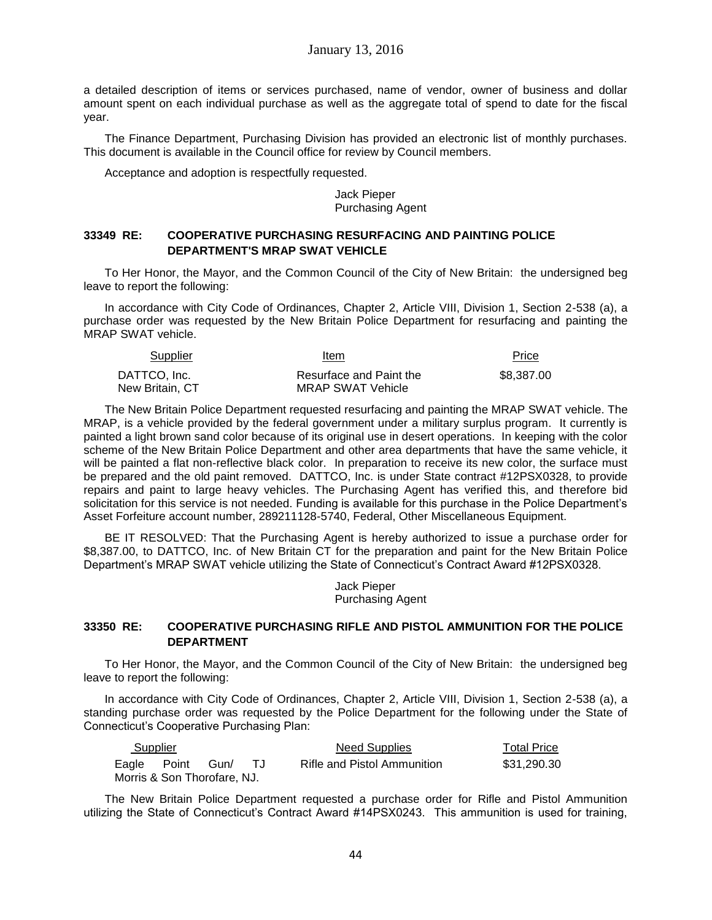a detailed description of items or services purchased, name of vendor, owner of business and dollar amount spent on each individual purchase as well as the aggregate total of spend to date for the fiscal year.

The Finance Department, Purchasing Division has provided an electronic list of monthly purchases. This document is available in the Council office for review by Council members.

Acceptance and adoption is respectfully requested.

Jack Pieper
Purchasing Agent

**33349 RE: COOPERATIVE PURCHASING RESURFACING AND PAINTING POLICE DEPARTMENT'S MRAP SWAT VEHICLE**

To Her Honor, the Mayor, and the Common Council of the City of New Britain: the undersigned beg leave to report the following:

In accordance with City Code of Ordinances, Chapter 2, Article VIII, Division 1, Section 2-538 (a), a purchase order was requested by the New Britain Police Department for resurfacing and painting the MRAP SWAT vehicle.

| Supplier | Item | Price |
|---|---|---|
| DATTCO, Inc. New Britain, CT | Resurface and Paint the MRAP SWAT Vehicle | $8,387.00 |

The New Britain Police Department requested resurfacing and painting the MRAP SWAT vehicle. The MRAP, is a vehicle provided by the federal government under a military surplus program. It currently is painted a light brown sand color because of its original use in desert operations. In keeping with the color scheme of the New Britain Police Department and other area departments that have the same vehicle, it will be painted a flat non-reflective black color. In preparation to receive its new color, the surface must be prepared and the old paint removed. DATTCO, Inc. is under State contract #12PSX0328, to provide repairs and paint to large heavy vehicles. The Purchasing Agent has verified this, and therefore bid solicitation for this service is not needed. Funding is available for this purchase in the Police Department's Asset Forfeiture account number, 289211128-5740, Federal, Other Miscellaneous Equipment.

BE IT RESOLVED: That the Purchasing Agent is hereby authorized to issue a purchase order for $8,387.00, to DATTCO, Inc. of New Britain CT for the preparation and paint for the New Britain Police Department's MRAP SWAT vehicle utilizing the State of Connecticut's Contract Award #12PSX0328.

Jack Pieper
Purchasing Agent

**33350 RE: COOPERATIVE PURCHASING RIFLE AND PISTOL AMMUNITION FOR THE POLICE DEPARTMENT**

To Her Honor, the Mayor, and the Common Council of the City of New Britain: the undersigned beg leave to report the following:

In accordance with City Code of Ordinances, Chapter 2, Article VIII, Division 1, Section 2-538 (a), a standing purchase order was requested by the Police Department for the following under the State of Connecticut's Cooperative Purchasing Plan:

| Supplier | Need Supplies | Total Price |
|---|---|---|
| Eagle Point Gun/ TJ Morris & Son Thorofare, NJ. | Rifle and Pistol Ammunition | $31,290.30 |

The New Britain Police Department requested a purchase order for Rifle and Pistol Ammunition utilizing the State of Connecticut's Contract Award #14PSX0243. This ammunition is used for training,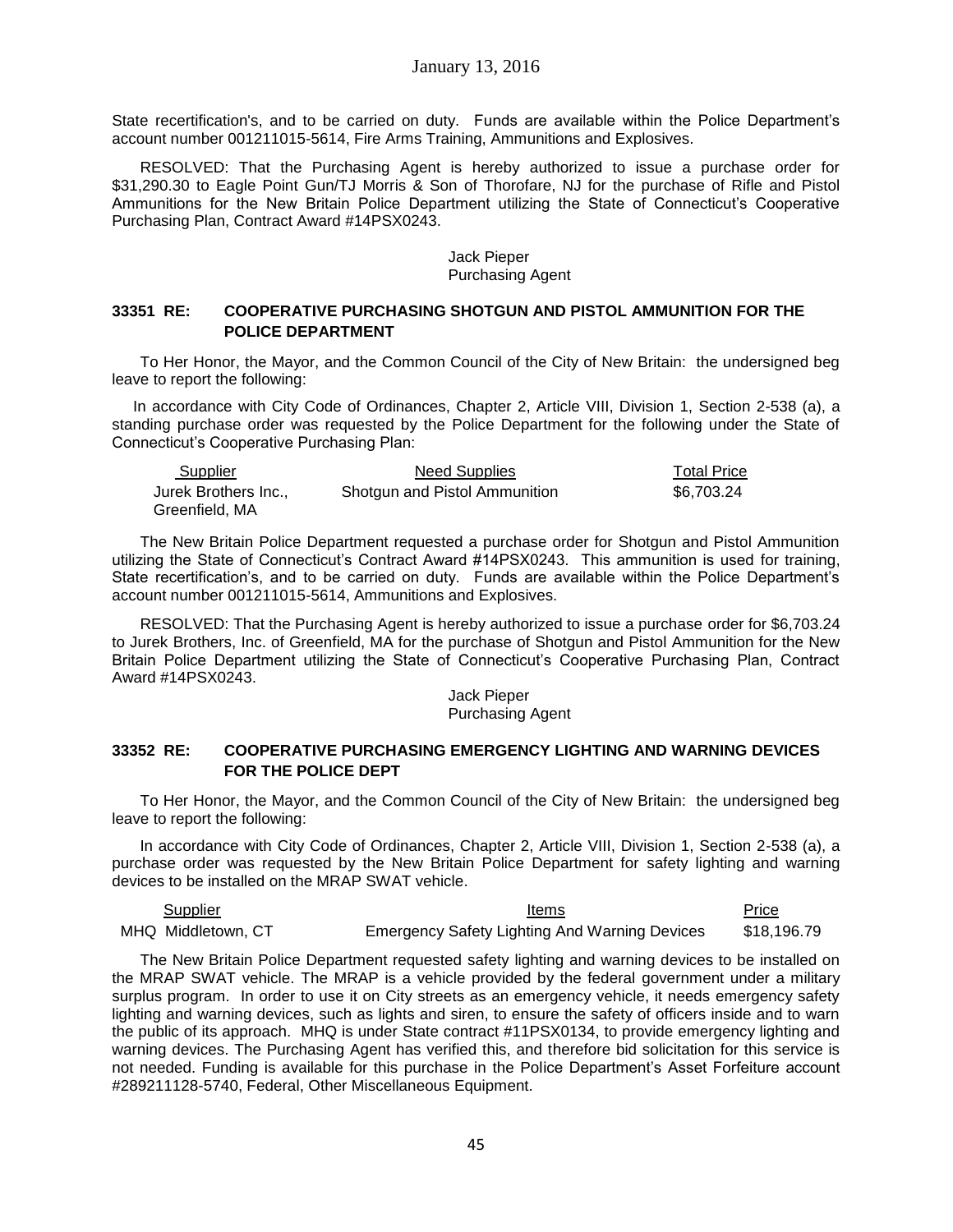State recertification's, and to be carried on duty. Funds are available within the Police Department's account number 001211015-5614, Fire Arms Training, Ammunitions and Explosives.

RESOLVED: That the Purchasing Agent is hereby authorized to issue a purchase order for $31,290.30 to Eagle Point Gun/TJ Morris & Son of Thorofare, NJ for the purchase of Rifle and Pistol Ammunitions for the New Britain Police Department utilizing the State of Connecticut's Cooperative Purchasing Plan, Contract Award #14PSX0243.

Jack Pieper
Purchasing Agent

### 33351 RE: COOPERATIVE PURCHASING SHOTGUN AND PISTOL AMMUNITION FOR THE POLICE DEPARTMENT

To Her Honor, the Mayor, and the Common Council of the City of New Britain: the undersigned beg leave to report the following:

In accordance with City Code of Ordinances, Chapter 2, Article VIII, Division 1, Section 2-538 (a), a standing purchase order was requested by the Police Department for the following under the State of Connecticut's Cooperative Purchasing Plan:

| Supplier | Need Supplies | Total Price |
|---|---|---|
| Jurek Brothers Inc., Greenfield, MA | Shotgun and Pistol Ammunition | $6,703.24 |

The New Britain Police Department requested a purchase order for Shotgun and Pistol Ammunition utilizing the State of Connecticut's Contract Award #14PSX0243. This ammunition is used for training, State recertification's, and to be carried on duty. Funds are available within the Police Department's account number 001211015-5614, Ammunitions and Explosives.

RESOLVED: That the Purchasing Agent is hereby authorized to issue a purchase order for $6,703.24 to Jurek Brothers, Inc. of Greenfield, MA for the purchase of Shotgun and Pistol Ammunition for the New Britain Police Department utilizing the State of Connecticut's Cooperative Purchasing Plan, Contract Award #14PSX0243.

Jack Pieper
Purchasing Agent

### 33352 RE: COOPERATIVE PURCHASING EMERGENCY LIGHTING AND WARNING DEVICES FOR THE POLICE DEPT

To Her Honor, the Mayor, and the Common Council of the City of New Britain: the undersigned beg leave to report the following:

In accordance with City Code of Ordinances, Chapter 2, Article VIII, Division 1, Section 2-538 (a), a purchase order was requested by the New Britain Police Department for safety lighting and warning devices to be installed on the MRAP SWAT vehicle.

| Supplier | Items | Price |
|---|---|---|
| MHQ Middletown, CT | Emergency Safety Lighting And Warning Devices | $18,196.79 |

The New Britain Police Department requested safety lighting and warning devices to be installed on the MRAP SWAT vehicle. The MRAP is a vehicle provided by the federal government under a military surplus program. In order to use it on City streets as an emergency vehicle, it needs emergency safety lighting and warning devices, such as lights and siren, to ensure the safety of officers inside and to warn the public of its approach. MHQ is under State contract #11PSX0134, to provide emergency lighting and warning devices. The Purchasing Agent has verified this, and therefore bid solicitation for this service is not needed. Funding is available for this purchase in the Police Department's Asset Forfeiture account #289211128-5740, Federal, Other Miscellaneous Equipment.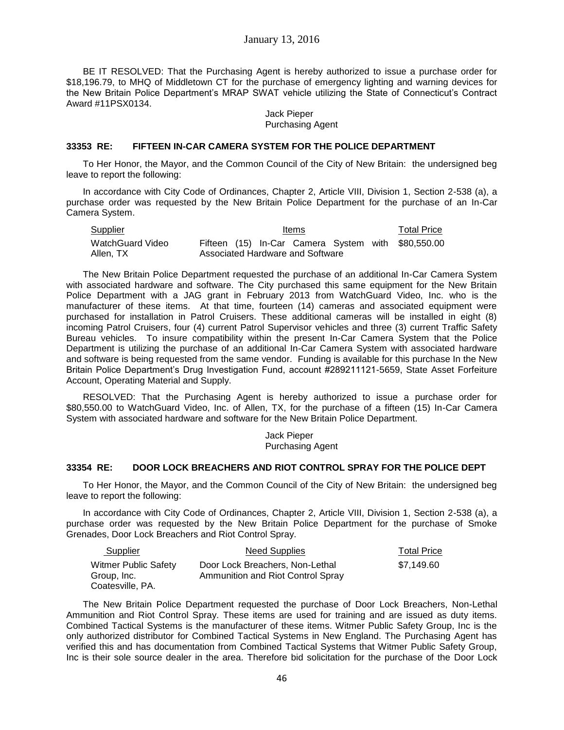BE IT RESOLVED: That the Purchasing Agent is hereby authorized to issue a purchase order for \$18,196.79, to MHQ of Middletown CT for the purchase of emergency lighting and warning devices for the New Britain Police Department's MRAP SWAT vehicle utilizing the State of Connecticut's Contract Award #11PSX0134.

Jack Pieper
Purchasing Agent

### 33353 RE: FIFTEEN IN-CAR CAMERA SYSTEM FOR THE POLICE DEPARTMENT

To Her Honor, the Mayor, and the Common Council of the City of New Britain: the undersigned beg leave to report the following:

In accordance with City Code of Ordinances, Chapter 2, Article VIII, Division 1, Section 2-538 (a), a purchase order was requested by the New Britain Police Department for the purchase of an In-Car Camera System.

| Supplier | Items | Total Price |
| --- | --- | --- |
| WatchGuard Video Allen, TX | Fifteen (15) In-Car Camera System with Associated Hardware and Software | \$80,550.00 |

The New Britain Police Department requested the purchase of an additional In-Car Camera System with associated hardware and software. The City purchased this same equipment for the New Britain Police Department with a JAG grant in February 2013 from WatchGuard Video, Inc. who is the manufacturer of these items. At that time, fourteen (14) cameras and associated equipment were purchased for installation in Patrol Cruisers. These additional cameras will be installed in eight (8) incoming Patrol Cruisers, four (4) current Patrol Supervisor vehicles and three (3) current Traffic Safety Bureau vehicles. To insure compatibility within the present In-Car Camera System that the Police Department is utilizing the purchase of an additional In-Car Camera System with associated hardware and software is being requested from the same vendor. Funding is available for this purchase In the New Britain Police Department's Drug Investigation Fund, account #289211121-5659, State Asset Forfeiture Account, Operating Material and Supply.

RESOLVED: That the Purchasing Agent is hereby authorized to issue a purchase order for \$80,550.00 to WatchGuard Video, Inc. of Allen, TX, for the purchase of a fifteen (15) In-Car Camera System with associated hardware and software for the New Britain Police Department.

Jack Pieper
Purchasing Agent

### 33354 RE: DOOR LOCK BREACHERS AND RIOT CONTROL SPRAY FOR THE POLICE DEPT

To Her Honor, the Mayor, and the Common Council of the City of New Britain: the undersigned beg leave to report the following:

In accordance with City Code of Ordinances, Chapter 2, Article VIII, Division 1, Section 2-538 (a), a purchase order was requested by the New Britain Police Department for the purchase of Smoke Grenades, Door Lock Breachers and Riot Control Spray.

| Supplier | Need Supplies | Total Price |
| --- | --- | --- |
| Witmer Public Safety Group, Inc. Coatesville, PA. | Door Lock Breachers, Non-Lethal Ammunition and Riot Control Spray | \$7,149.60 |

The New Britain Police Department requested the purchase of Door Lock Breachers, Non-Lethal Ammunition and Riot Control Spray. These items are used for training and are issued as duty items. Combined Tactical Systems is the manufacturer of these items. Witmer Public Safety Group, Inc is the only authorized distributor for Combined Tactical Systems in New England. The Purchasing Agent has verified this and has documentation from Combined Tactical Systems that Witmer Public Safety Group, Inc is their sole source dealer in the area. Therefore bid solicitation for the purchase of the Door Lock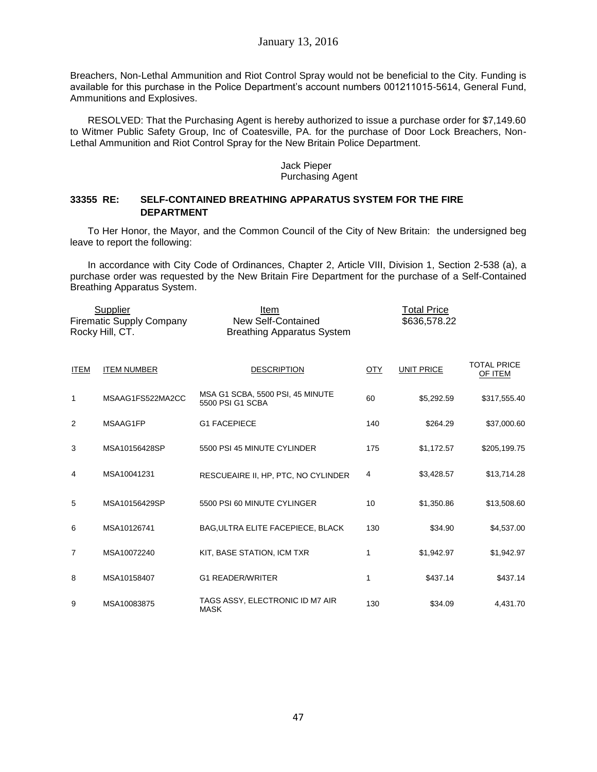Breachers, Non-Lethal Ammunition and Riot Control Spray would not be beneficial to the City. Funding is available for this purchase in the Police Department's account numbers 001211015-5614, General Fund, Ammunitions and Explosives.

RESOLVED: That the Purchasing Agent is hereby authorized to issue a purchase order for $7,149.60 to Witmer Public Safety Group, Inc of Coatesville, PA. for the purchase of Door Lock Breachers, Non-Lethal Ammunition and Riot Control Spray for the New Britain Police Department.

Jack Pieper
Purchasing Agent

### 33355 RE: SELF-CONTAINED BREATHING APPARATUS SYSTEM FOR THE FIRE DEPARTMENT

To Her Honor, the Mayor, and the Common Council of the City of New Britain: the undersigned beg leave to report the following:

In accordance with City Code of Ordinances, Chapter 2, Article VIII, Division 1, Section 2-538 (a), a purchase order was requested by the New Britain Fire Department for the purchase of a Self-Contained Breathing Apparatus System.

| Supplier | Item | Total Price |
|---|---|---|
| Firematic Supply Company Rocky Hill, CT. | New Self-Contained Breathing Apparatus System | $636,578.22 |

| ITEM | ITEM NUMBER | DESCRIPTION | QTY | UNIT PRICE | TOTAL PRICE OF ITEM |
|---|---|---|---|---|---|
| 1 | MSAAG1FS522MA2CC | MSA G1 SCBA, 5500 PSI, 45 MINUTE 5500 PSI G1 SCBA | 60 | $5,292.59 | $317,555.40 |
| 2 | MSAAG1FP | G1 FACEPIECE | 140 | $264.29 | $37,000.60 |
| 3 | MSA10156428SP | 5500 PSI 45 MINUTE CYLINDER | 175 | $1,172.57 | $205,199.75 |
| 4 | MSA10041231 | RESCUEAIRE II, HP, PTC, NO CYLINDER | 4 | $3,428.57 | $13,714.28 |
| 5 | MSA10156429SP | 5500 PSI 60 MINUTE CYLINGER | 10 | $1,350.86 | $13,508.60 |
| 6 | MSA10126741 | BAG,ULTRA ELITE FACEPIECE, BLACK | 130 | $34.90 | $4,537.00 |
| 7 | MSA10072240 | KIT, BASE STATION, ICM TXR | 1 | $1,942.97 | $1,942.97 |
| 8 | MSA10158407 | G1 READER/WRITER | 1 | $437.14 | $437.14 |
| 9 | MSA10083875 | TAGS ASSY, ELECTRONIC ID M7 AIR MASK | 130 | $34.09 | 4,431.70 |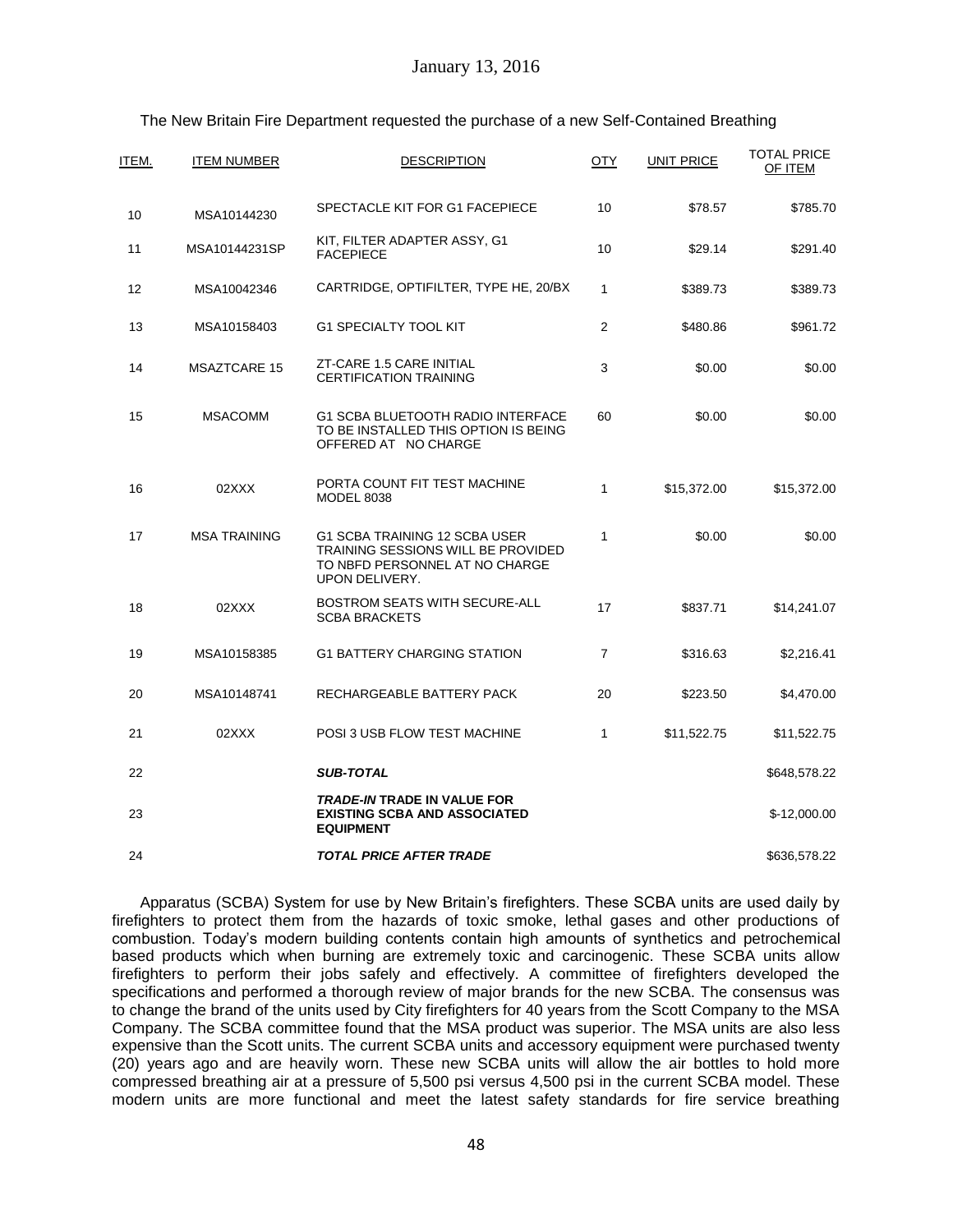The New Britain Fire Department requested the purchase of a new Self-Contained Breathing

| ITEM. | ITEM NUMBER | DESCRIPTION | QTY | UNIT PRICE | TOTAL PRICE OF ITEM |
|---|---|---|---|---|---|
| 10 | MSA10144230 | SPECTACLE KIT FOR G1 FACEPIECE | 10 | $78.57 | $785.70 |
| 11 | MSA10144231SP | KIT, FILTER ADAPTER ASSY, G1 FACEPIECE | 10 | $29.14 | $291.40 |
| 12 | MSA10042346 | CARTRIDGE, OPTIFILTER, TYPE HE, 20/BX | 1 | $389.73 | $389.73 |
| 13 | MSA10158403 | G1 SPECIALTY TOOL KIT | 2 | $480.86 | $961.72 |
| 14 | MSAZTCARE 15 | ZT-CARE 1.5 CARE INITIAL CERTIFICATION TRAINING | 3 | $0.00 | $0.00 |
| 15 | MSACOMM | G1 SCBA BLUETOOTH RADIO INTERFACE TO BE INSTALLED THIS OPTION IS BEING OFFERED AT NO CHARGE | 60 | $0.00 | $0.00 |
| 16 | 02XXX | PORTA COUNT FIT TEST MACHINE MODEL 8038 | 1 | $15,372.00 | $15,372.00 |
| 17 | MSA TRAINING | G1 SCBA TRAINING 12 SCBA USER TRAINING SESSIONS WILL BE PROVIDED TO NBFD PERSONNEL AT NO CHARGE UPON DELIVERY. | 1 | $0.00 | $0.00 |
| 18 | 02XXX | BOSTROM SEATS WITH SECURE-ALL SCBA BRACKETS | 17 | $837.71 | $14,241.07 |
| 19 | MSA10158385 | G1 BATTERY CHARGING STATION | 7 | $316.63 | $2,216.41 |
| 20 | MSA10148741 | RECHARGEABLE BATTERY PACK | 20 | $223.50 | $4,470.00 |
| 21 | 02XXX | POSI 3 USB FLOW TEST MACHINE | 1 | $11,522.75 | $11,522.75 |
| 22 | | ***SUB-TOTAL*** | | | $648,578.22 |
| 23 | | ***TRADE-IN* TRADE IN VALUE FOR EXISTING SCBA AND ASSOCIATED EQUIPMENT** | | | $-12,000.00 |
| 24 | | ***TOTAL PRICE AFTER TRADE*** | | | $636,578.22 |

Apparatus (SCBA) System for use by New Britain's firefighters. These SCBA units are used daily by firefighters to protect them from the hazards of toxic smoke, lethal gases and other productions of combustion. Today's modern building contents contain high amounts of synthetics and petrochemical based products which when burning are extremely toxic and carcinogenic. These SCBA units allow firefighters to perform their jobs safely and effectively. A committee of firefighters developed the specifications and performed a thorough review of major brands for the new SCBA. The consensus was to change the brand of the units used by City firefighters for 40 years from the Scott Company to the MSA Company. The SCBA committee found that the MSA product was superior. The MSA units are also less expensive than the Scott units. The current SCBA units and accessory equipment were purchased twenty (20) years ago and are heavily worn. These new SCBA units will allow the air bottles to hold more compressed breathing air at a pressure of 5,500 psi versus 4,500 psi in the current SCBA model. These modern units are more functional and meet the latest safety standards for fire service breathing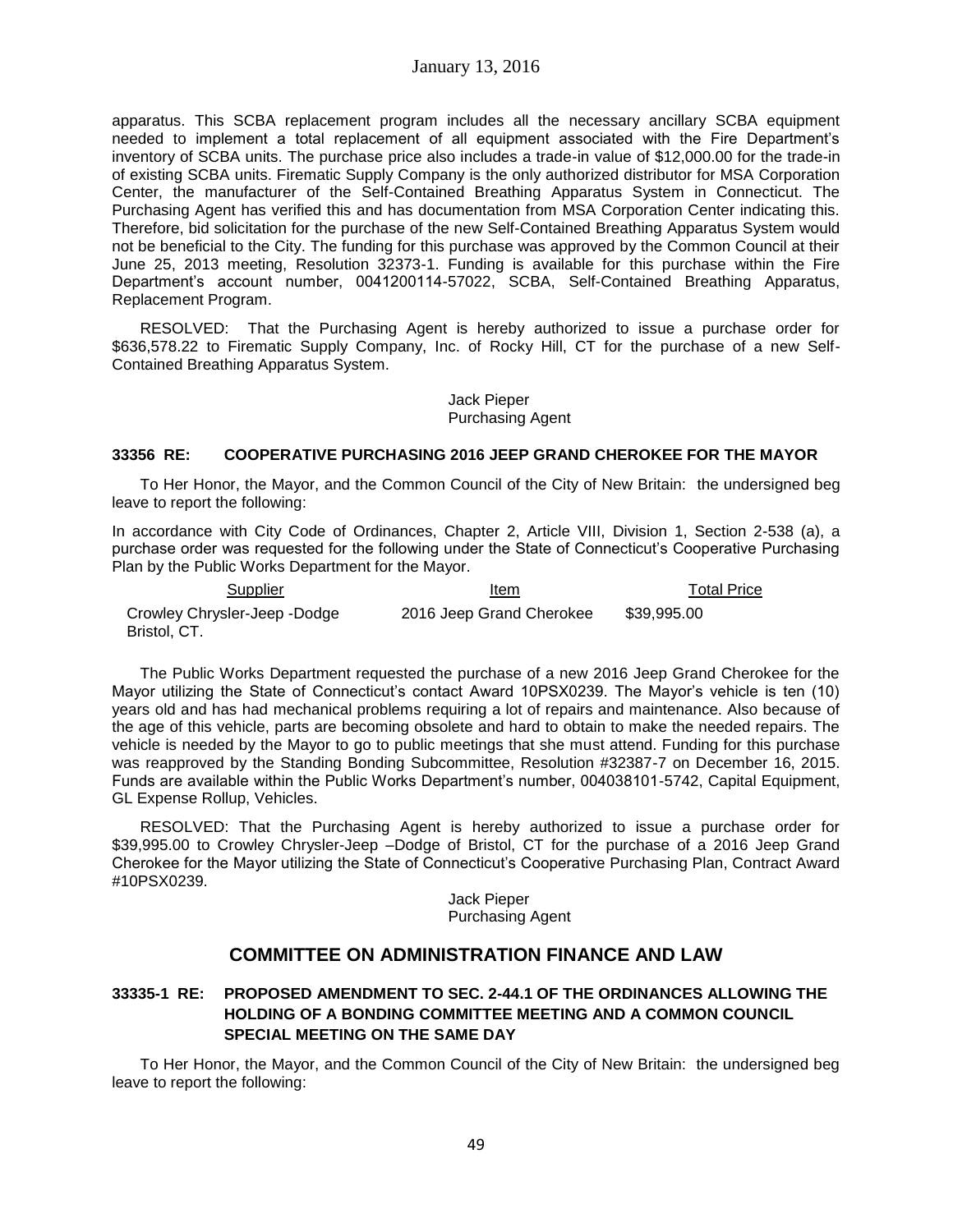apparatus. This SCBA replacement program includes all the necessary ancillary SCBA equipment needed to implement a total replacement of all equipment associated with the Fire Department's inventory of SCBA units. The purchase price also includes a trade-in value of $12,000.00 for the trade-in of existing SCBA units. Firematic Supply Company is the only authorized distributor for MSA Corporation Center, the manufacturer of the Self-Contained Breathing Apparatus System in Connecticut. The Purchasing Agent has verified this and has documentation from MSA Corporation Center indicating this. Therefore, bid solicitation for the purchase of the new Self-Contained Breathing Apparatus System would not be beneficial to the City. The funding for this purchase was approved by the Common Council at their June 25, 2013 meeting, Resolution 32373-1. Funding is available for this purchase within the Fire Department's account number, 0041200114-57022, SCBA, Self-Contained Breathing Apparatus, Replacement Program.

RESOLVED: That the Purchasing Agent is hereby authorized to issue a purchase order for $636,578.22 to Firematic Supply Company, Inc. of Rocky Hill, CT for the purchase of a new Self-Contained Breathing Apparatus System.

Jack Pieper
Purchasing Agent

**33356 RE: COOPERATIVE PURCHASING 2016 JEEP GRAND CHEROKEE FOR THE MAYOR**

To Her Honor, the Mayor, and the Common Council of the City of New Britain: the undersigned beg leave to report the following:

In accordance with City Code of Ordinances, Chapter 2, Article VIII, Division 1, Section 2-538 (a), a purchase order was requested for the following under the State of Connecticut's Cooperative Purchasing Plan by the Public Works Department for the Mayor.

| Supplier | Item | Total Price |
|---|---|---|
| Crowley Chrysler-Jeep -Dodge Bristol, CT. | 2016 Jeep Grand Cherokee | $39,995.00 |

The Public Works Department requested the purchase of a new 2016 Jeep Grand Cherokee for the Mayor utilizing the State of Connecticut's contact Award 10PSX0239. The Mayor's vehicle is ten (10) years old and has had mechanical problems requiring a lot of repairs and maintenance. Also because of the age of this vehicle, parts are becoming obsolete and hard to obtain to make the needed repairs. The vehicle is needed by the Mayor to go to public meetings that she must attend. Funding for this purchase was reapproved by the Standing Bonding Subcommittee, Resolution #32387-7 on December 16, 2015. Funds are available within the Public Works Department's number, 004038101-5742, Capital Equipment, GL Expense Rollup, Vehicles.

RESOLVED: That the Purchasing Agent is hereby authorized to issue a purchase order for $39,995.00 to Crowley Chrysler-Jeep –Dodge of Bristol, CT for the purchase of a 2016 Jeep Grand Cherokee for the Mayor utilizing the State of Connecticut's Cooperative Purchasing Plan, Contract Award #10PSX0239.

Jack Pieper
Purchasing Agent

## COMMITTEE ON ADMINISTRATION FINANCE AND LAW

**33335-1 RE: PROPOSED AMENDMENT TO SEC. 2-44.1 OF THE ORDINANCES ALLOWING THE HOLDING OF A BONDING COMMITTEE MEETING AND A COMMON COUNCIL SPECIAL MEETING ON THE SAME DAY**

To Her Honor, the Mayor, and the Common Council of the City of New Britain: the undersigned beg leave to report the following: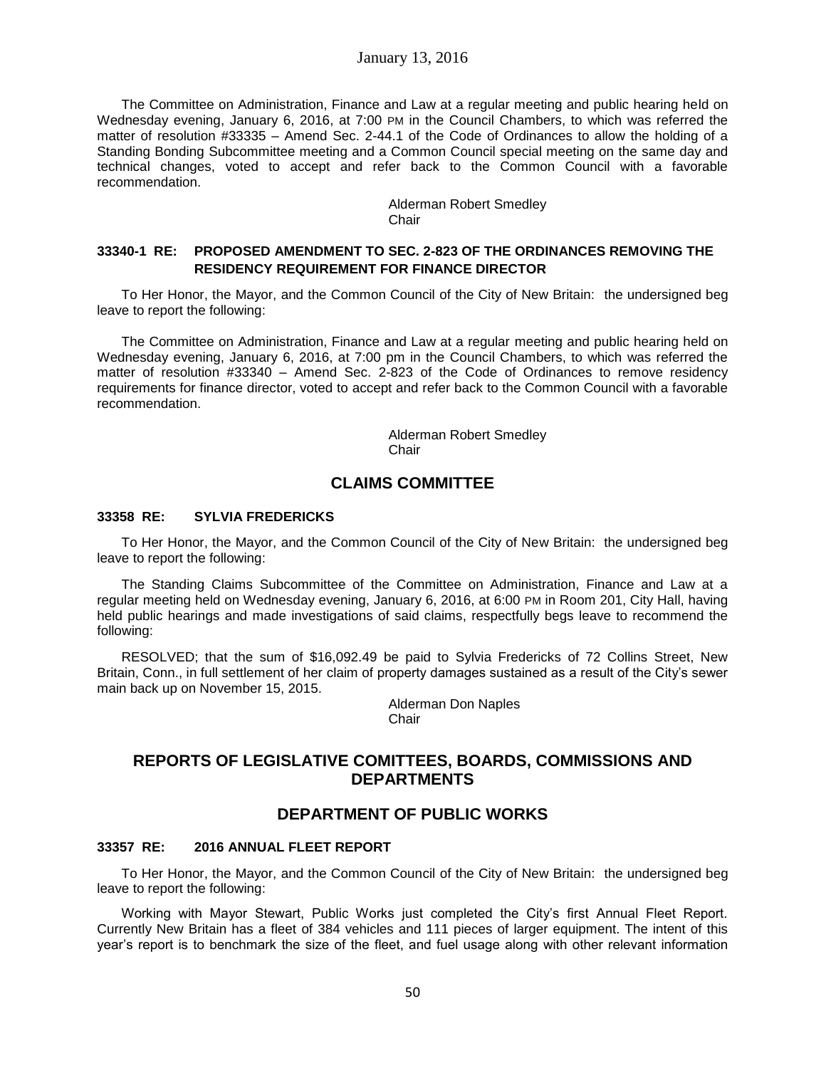The Committee on Administration, Finance and Law at a regular meeting and public hearing held on Wednesday evening, January 6, 2016, at 7:00 PM in the Council Chambers, to which was referred the matter of resolution #33335 – Amend Sec. 2-44.1 of the Code of Ordinances to allow the holding of a Standing Bonding Subcommittee meeting and a Common Council special meeting on the same day and technical changes, voted to accept and refer back to the Common Council with a favorable recommendation.

Alderman Robert Smedley
Chair

#### 33340-1 RE: PROPOSED AMENDMENT TO SEC. 2-823 OF THE ORDINANCES REMOVING THE RESIDENCY REQUIREMENT FOR FINANCE DIRECTOR

To Her Honor, the Mayor, and the Common Council of the City of New Britain: the undersigned beg leave to report the following:

The Committee on Administration, Finance and Law at a regular meeting and public hearing held on Wednesday evening, January 6, 2016, at 7:00 pm in the Council Chambers, to which was referred the matter of resolution #33340 – Amend Sec. 2-823 of the Code of Ordinances to remove residency requirements for finance director, voted to accept and refer back to the Common Council with a favorable recommendation.

Alderman Robert Smedley
Chair

## CLAIMS COMMITTEE

#### 33358 RE: SYLVIA FREDERICKS

To Her Honor, the Mayor, and the Common Council of the City of New Britain: the undersigned beg leave to report the following:

The Standing Claims Subcommittee of the Committee on Administration, Finance and Law at a regular meeting held on Wednesday evening, January 6, 2016, at 6:00 PM in Room 201, City Hall, having held public hearings and made investigations of said claims, respectfully begs leave to recommend the following:

RESOLVED; that the sum of $16,092.49 be paid to Sylvia Fredericks of 72 Collins Street, New Britain, Conn., in full settlement of her claim of property damages sustained as a result of the City's sewer main back up on November 15, 2015.

Alderman Don Naples
Chair

## REPORTS OF LEGISLATIVE COMITTEES, BOARDS, COMMISSIONS AND DEPARTMENTS

## DEPARTMENT OF PUBLIC WORKS

#### 33357 RE: 2016 ANNUAL FLEET REPORT

To Her Honor, the Mayor, and the Common Council of the City of New Britain: the undersigned beg leave to report the following:

Working with Mayor Stewart, Public Works just completed the City's first Annual Fleet Report. Currently New Britain has a fleet of 384 vehicles and 111 pieces of larger equipment. The intent of this year's report is to benchmark the size of the fleet, and fuel usage along with other relevant information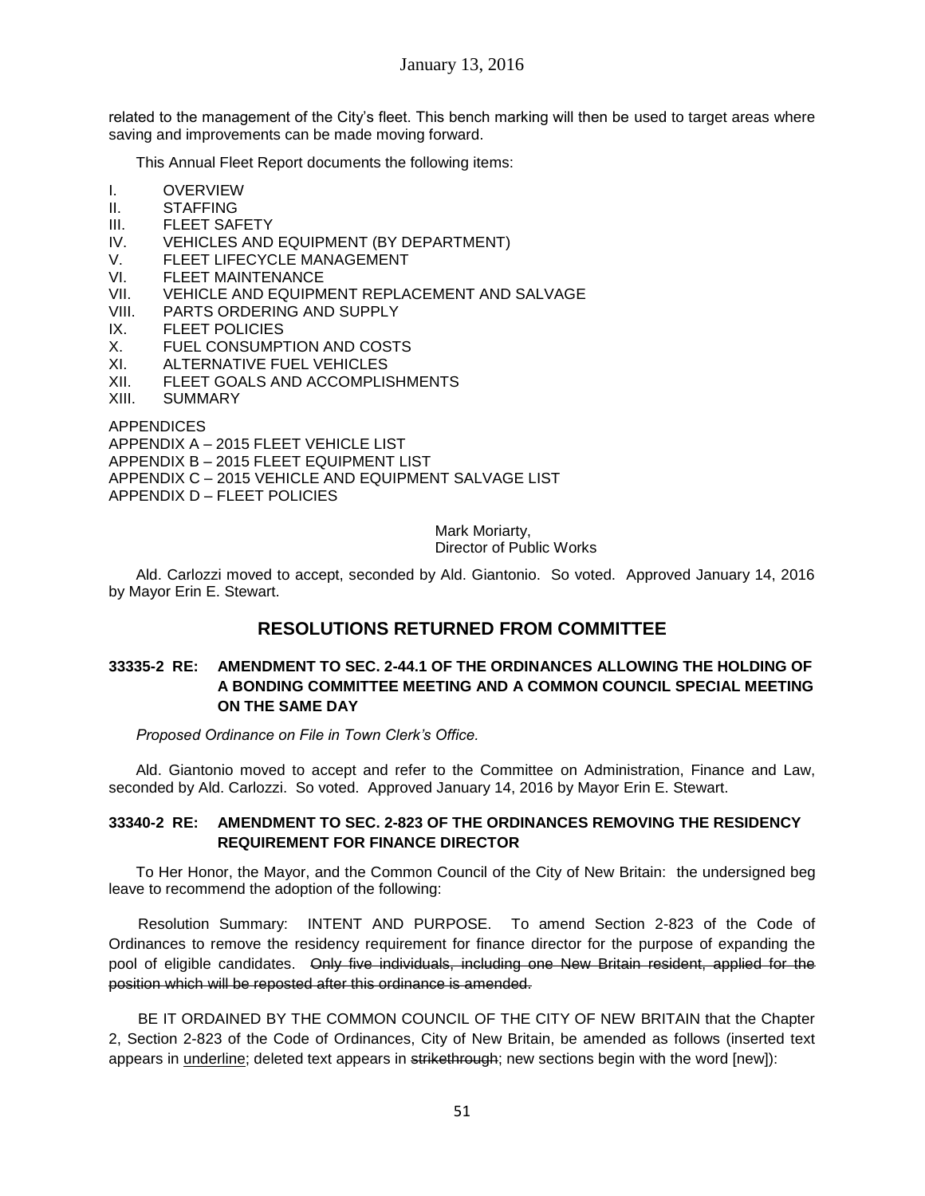related to the management of the City's fleet. This bench marking will then be used to target areas where saving and improvements can be made moving forward.

This Annual Fleet Report documents the following items:

I. OVERVIEW
II. STAFFING
III. FLEET SAFETY
IV. VEHICLES AND EQUIPMENT (BY DEPARTMENT)
V. FLEET LIFECYCLE MANAGEMENT
VI. FLEET MAINTENANCE
VII. VEHICLE AND EQUIPMENT REPLACEMENT AND SALVAGE
VIII. PARTS ORDERING AND SUPPLY
IX. FLEET POLICIES
X. FUEL CONSUMPTION AND COSTS
XI. ALTERNATIVE FUEL VEHICLES
XII. FLEET GOALS AND ACCOMPLISHMENTS
XIII. SUMMARY

APPENDICES
APPENDIX A – 2015 FLEET VEHICLE LIST
APPENDIX B – 2015 FLEET EQUIPMENT LIST
APPENDIX C – 2015 VEHICLE AND EQUIPMENT SALVAGE LIST
APPENDIX D – FLEET POLICIES

Mark Moriarty,
Director of Public Works

Ald. Carlozzi moved to accept, seconded by Ald. Giantonio. So voted. Approved January 14, 2016 by Mayor Erin E. Stewart.

## RESOLUTIONS RETURNED FROM COMMITTEE

### 33335-2 RE: AMENDMENT TO SEC. 2-44.1 OF THE ORDINANCES ALLOWING THE HOLDING OF A BONDING COMMITTEE MEETING AND A COMMON COUNCIL SPECIAL MEETING ON THE SAME DAY

*Proposed Ordinance on File in Town Clerk's Office.*

Ald. Giantonio moved to accept and refer to the Committee on Administration, Finance and Law, seconded by Ald. Carlozzi. So voted. Approved January 14, 2016 by Mayor Erin E. Stewart.

### 33340-2 RE: AMENDMENT TO SEC. 2-823 OF THE ORDINANCES REMOVING THE RESIDENCY REQUIREMENT FOR FINANCE DIRECTOR

To Her Honor, the Mayor, and the Common Council of the City of New Britain: the undersigned beg leave to recommend the adoption of the following:

Resolution Summary: INTENT AND PURPOSE. To amend Section 2-823 of the Code of Ordinances to remove the residency requirement for finance director for the purpose of expanding the pool of eligible candidates. ~~Only five individuals, including one New Britain resident, applied for the position which will be reposted after this ordinance is amended.~~

BE IT ORDAINED BY THE COMMON COUNCIL OF THE CITY OF NEW BRITAIN that the Chapter 2, Section 2-823 of the Code of Ordinances, City of New Britain, be amended as follows (inserted text appears in <u>underline</u>; deleted text appears in ~~strikethrough~~; new sections begin with the word [new]):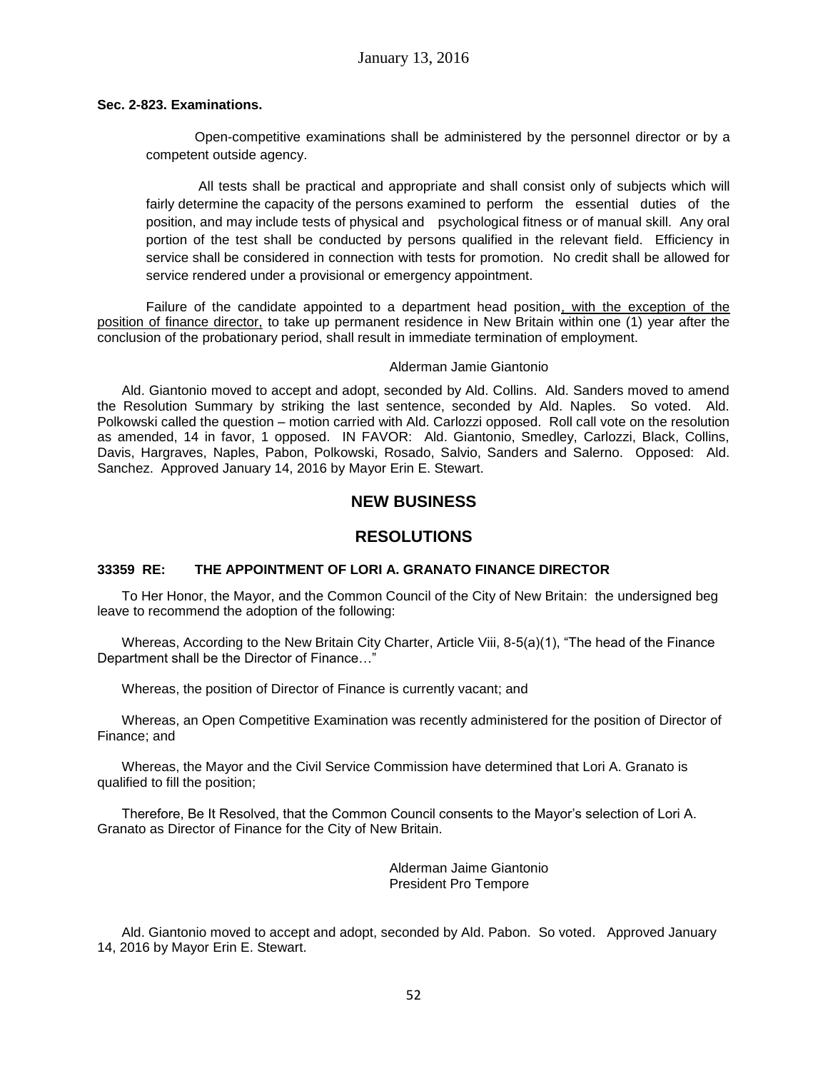**Sec. 2-823. Examinations.**

Open-competitive examinations shall be administered by the personnel director or by a competent outside agency.

All tests shall be practical and appropriate and shall consist only of subjects which will fairly determine the capacity of the persons examined to perform the essential duties of the position, and may include tests of physical and psychological fitness or of manual skill. Any oral portion of the test shall be conducted by persons qualified in the relevant field. Efficiency in service shall be considered in connection with tests for promotion. No credit shall be allowed for service rendered under a provisional or emergency appointment.

Failure of the candidate appointed to a department head position, with the exception of the position of finance director, to take up permanent residence in New Britain within one (1) year after the conclusion of the probationary period, shall result in immediate termination of employment.

Alderman Jamie Giantonio

Ald. Giantonio moved to accept and adopt, seconded by Ald. Collins. Ald. Sanders moved to amend the Resolution Summary by striking the last sentence, seconded by Ald. Naples. So voted. Ald. Polkowski called the question – motion carried with Ald. Carlozzi opposed. Roll call vote on the resolution as amended, 14 in favor, 1 opposed. IN FAVOR: Ald. Giantonio, Smedley, Carlozzi, Black, Collins, Davis, Hargraves, Naples, Pabon, Polkowski, Rosado, Salvio, Sanders and Salerno. Opposed: Ald. Sanchez. Approved January 14, 2016 by Mayor Erin E. Stewart.

## NEW BUSINESS

## RESOLUTIONS

**33359 RE: THE APPOINTMENT OF LORI A. GRANATO FINANCE DIRECTOR**

To Her Honor, the Mayor, and the Common Council of the City of New Britain: the undersigned beg leave to recommend the adoption of the following:

Whereas, According to the New Britain City Charter, Article Viii, 8-5(a)(1), "The head of the Finance Department shall be the Director of Finance…"

Whereas, the position of Director of Finance is currently vacant; and

Whereas, an Open Competitive Examination was recently administered for the position of Director of Finance; and

Whereas, the Mayor and the Civil Service Commission have determined that Lori A. Granato is qualified to fill the position;

Therefore, Be It Resolved, that the Common Council consents to the Mayor's selection of Lori A. Granato as Director of Finance for the City of New Britain.

Alderman Jaime Giantonio
President Pro Tempore

Ald. Giantonio moved to accept and adopt, seconded by Ald. Pabon. So voted. Approved January 14, 2016 by Mayor Erin E. Stewart.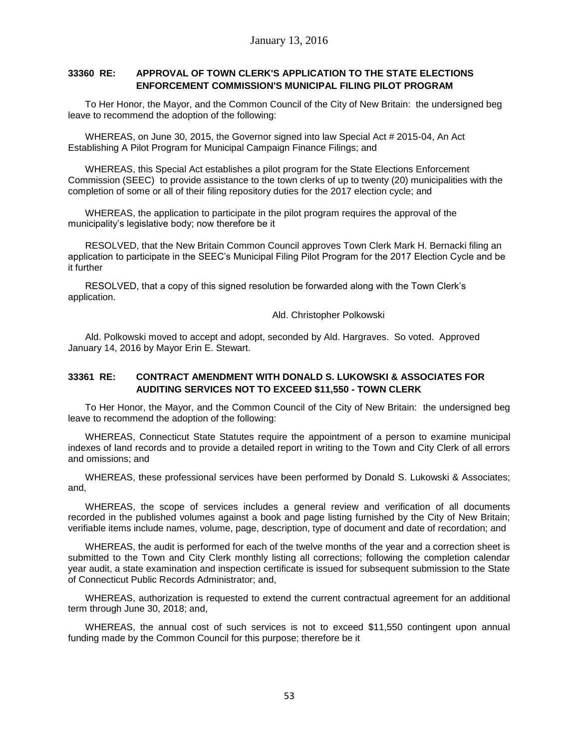January 13, 2016

### 33360 RE: APPROVAL OF TOWN CLERK'S APPLICATION TO THE STATE ELECTIONS ENFORCEMENT COMMISSION'S MUNICIPAL FILING PILOT PROGRAM

To Her Honor, the Mayor, and the Common Council of the City of New Britain: the undersigned beg leave to recommend the adoption of the following:

WHEREAS, on June 30, 2015, the Governor signed into law Special Act # 2015-04, An Act Establishing A Pilot Program for Municipal Campaign Finance Filings; and

WHEREAS, this Special Act establishes a pilot program for the State Elections Enforcement Commission (SEEC) to provide assistance to the town clerks of up to twenty (20) municipalities with the completion of some or all of their filing repository duties for the 2017 election cycle; and

WHEREAS, the application to participate in the pilot program requires the approval of the municipality's legislative body; now therefore be it

RESOLVED, that the New Britain Common Council approves Town Clerk Mark H. Bernacki filing an application to participate in the SEEC's Municipal Filing Pilot Program for the 2017 Election Cycle and be it further

RESOLVED, that a copy of this signed resolution be forwarded along with the Town Clerk's application.

Ald. Christopher Polkowski

Ald. Polkowski moved to accept and adopt, seconded by Ald. Hargraves. So voted. Approved January 14, 2016 by Mayor Erin E. Stewart.

### 33361 RE: CONTRACT AMENDMENT WITH DONALD S. LUKOWSKI & ASSOCIATES FOR AUDITING SERVICES NOT TO EXCEED $11,550 - TOWN CLERK

To Her Honor, the Mayor, and the Common Council of the City of New Britain: the undersigned beg leave to recommend the adoption of the following:

WHEREAS, Connecticut State Statutes require the appointment of a person to examine municipal indexes of land records and to provide a detailed report in writing to the Town and City Clerk of all errors and omissions; and

WHEREAS, these professional services have been performed by Donald S. Lukowski & Associates; and,

WHEREAS, the scope of services includes a general review and verification of all documents recorded in the published volumes against a book and page listing furnished by the City of New Britain; verifiable items include names, volume, page, description, type of document and date of recordation; and

WHEREAS, the audit is performed for each of the twelve months of the year and a correction sheet is submitted to the Town and City Clerk monthly listing all corrections; following the completion calendar year audit, a state examination and inspection certificate is issued for subsequent submission to the State of Connecticut Public Records Administrator; and,

WHEREAS, authorization is requested to extend the current contractual agreement for an additional term through June 30, 2018; and,

WHEREAS, the annual cost of such services is not to exceed $11,550 contingent upon annual funding made by the Common Council for this purpose; therefore be it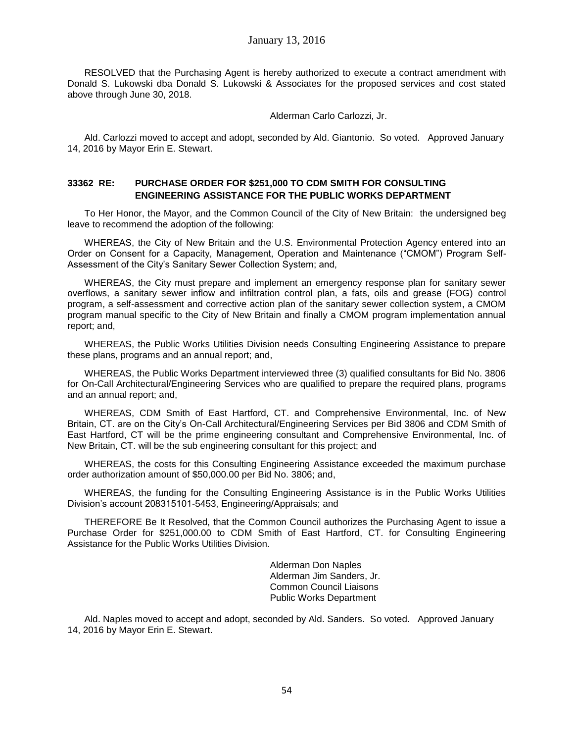RESOLVED that the Purchasing Agent is hereby authorized to execute a contract amendment with Donald S. Lukowski dba Donald S. Lukowski & Associates for the proposed services and cost stated above through June 30, 2018.

Alderman Carlo Carlozzi, Jr.

Ald. Carlozzi moved to accept and adopt, seconded by Ald. Giantonio. So voted. Approved January 14, 2016 by Mayor Erin E. Stewart.

**33362 RE: PURCHASE ORDER FOR $251,000 TO CDM SMITH FOR CONSULTING ENGINEERING ASSISTANCE FOR THE PUBLIC WORKS DEPARTMENT**

To Her Honor, the Mayor, and the Common Council of the City of New Britain: the undersigned beg leave to recommend the adoption of the following:

WHEREAS, the City of New Britain and the U.S. Environmental Protection Agency entered into an Order on Consent for a Capacity, Management, Operation and Maintenance ("CMOM") Program Self-Assessment of the City's Sanitary Sewer Collection System; and,

WHEREAS, the City must prepare and implement an emergency response plan for sanitary sewer overflows, a sanitary sewer inflow and infiltration control plan, a fats, oils and grease (FOG) control program, a self-assessment and corrective action plan of the sanitary sewer collection system, a CMOM program manual specific to the City of New Britain and finally a CMOM program implementation annual report; and,

WHEREAS, the Public Works Utilities Division needs Consulting Engineering Assistance to prepare these plans, programs and an annual report; and,

WHEREAS, the Public Works Department interviewed three (3) qualified consultants for Bid No. 3806 for On-Call Architectural/Engineering Services who are qualified to prepare the required plans, programs and an annual report; and,

WHEREAS, CDM Smith of East Hartford, CT. and Comprehensive Environmental, Inc. of New Britain, CT. are on the City's On-Call Architectural/Engineering Services per Bid 3806 and CDM Smith of East Hartford, CT will be the prime engineering consultant and Comprehensive Environmental, Inc. of New Britain, CT. will be the sub engineering consultant for this project; and

WHEREAS, the costs for this Consulting Engineering Assistance exceeded the maximum purchase order authorization amount of $50,000.00 per Bid No. 3806; and,

WHEREAS, the funding for the Consulting Engineering Assistance is in the Public Works Utilities Division's account 208315101-5453, Engineering/Appraisals; and

THEREFORE Be It Resolved, that the Common Council authorizes the Purchasing Agent to issue a Purchase Order for $251,000.00 to CDM Smith of East Hartford, CT. for Consulting Engineering Assistance for the Public Works Utilities Division.

Alderman Don Naples
Alderman Jim Sanders, Jr.
Common Council Liaisons
Public Works Department

Ald. Naples moved to accept and adopt, seconded by Ald. Sanders. So voted. Approved January 14, 2016 by Mayor Erin E. Stewart.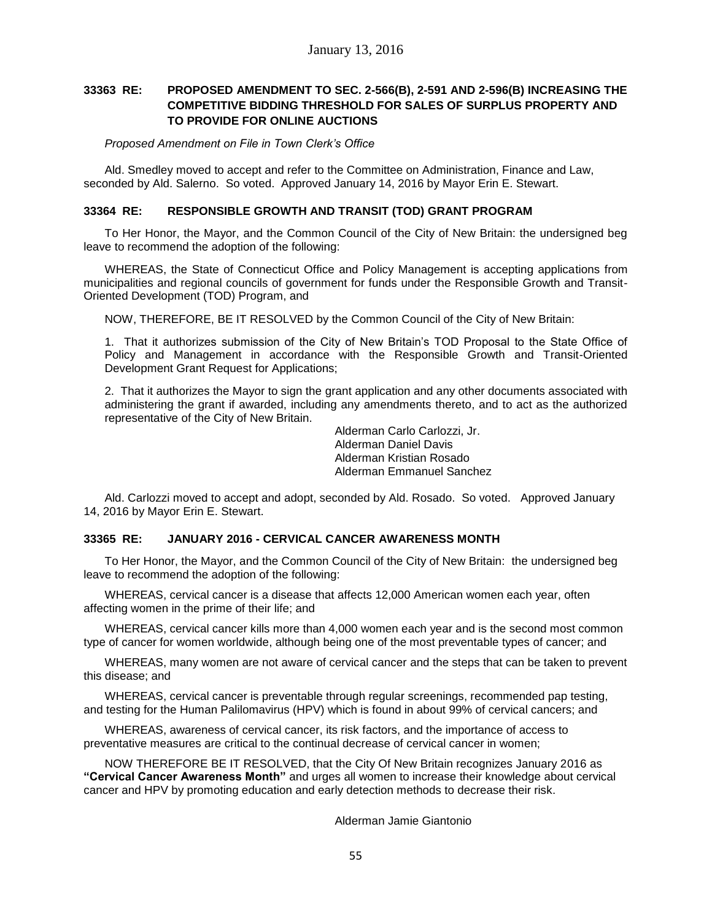January 13, 2016

### 33363 RE: PROPOSED AMENDMENT TO SEC. 2-566(B), 2-591 AND 2-596(B) INCREASING THE COMPETITIVE BIDDING THRESHOLD FOR SALES OF SURPLUS PROPERTY AND TO PROVIDE FOR ONLINE AUCTIONS

*Proposed Amendment on File in Town Clerk's Office*

Ald. Smedley moved to accept and refer to the Committee on Administration, Finance and Law, seconded by Ald. Salerno. So voted. Approved January 14, 2016 by Mayor Erin E. Stewart.

### 33364 RE: RESPONSIBLE GROWTH AND TRANSIT (TOD) GRANT PROGRAM

To Her Honor, the Mayor, and the Common Council of the City of New Britain: the undersigned beg leave to recommend the adoption of the following:

WHEREAS, the State of Connecticut Office and Policy Management is accepting applications from municipalities and regional councils of government for funds under the Responsible Growth and Transit-Oriented Development (TOD) Program, and

NOW, THEREFORE, BE IT RESOLVED by the Common Council of the City of New Britain:

1. That it authorizes submission of the City of New Britain's TOD Proposal to the State Office of Policy and Management in accordance with the Responsible Growth and Transit-Oriented Development Grant Request for Applications;

2. That it authorizes the Mayor to sign the grant application and any other documents associated with administering the grant if awarded, including any amendments thereto, and to act as the authorized representative of the City of New Britain.

Alderman Carlo Carlozzi, Jr.
Alderman Daniel Davis
Alderman Kristian Rosado
Alderman Emmanuel Sanchez

Ald. Carlozzi moved to accept and adopt, seconded by Ald. Rosado. So voted. Approved January 14, 2016 by Mayor Erin E. Stewart.

### 33365 RE: JANUARY 2016 - CERVICAL CANCER AWARENESS MONTH

To Her Honor, the Mayor, and the Common Council of the City of New Britain: the undersigned beg leave to recommend the adoption of the following:

WHEREAS, cervical cancer is a disease that affects 12,000 American women each year, often affecting women in the prime of their life; and

WHEREAS, cervical cancer kills more than 4,000 women each year and is the second most common type of cancer for women worldwide, although being one of the most preventable types of cancer; and

WHEREAS, many women are not aware of cervical cancer and the steps that can be taken to prevent this disease; and

WHEREAS, cervical cancer is preventable through regular screenings, recommended pap testing, and testing for the Human Palilomavirus (HPV) which is found in about 99% of cervical cancers; and

WHEREAS, awareness of cervical cancer, its risk factors, and the importance of access to preventative measures are critical to the continual decrease of cervical cancer in women;

NOW THEREFORE BE IT RESOLVED, that the City Of New Britain recognizes January 2016 as **"Cervical Cancer Awareness Month"** and urges all women to increase their knowledge about cervical cancer and HPV by promoting education and early detection methods to decrease their risk.

Alderman Jamie Giantonio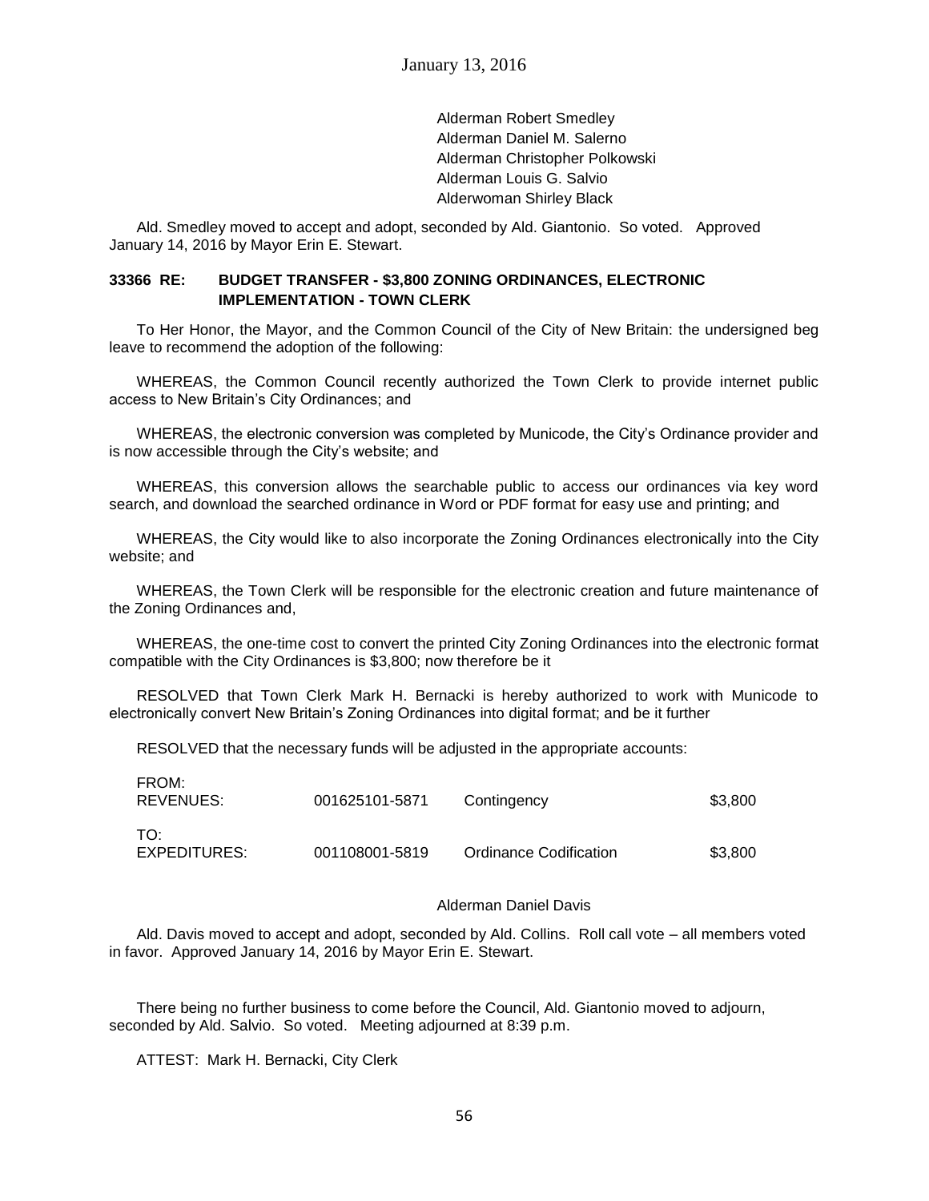Alderman Robert Smedley
Alderman Daniel M. Salerno
Alderman Christopher Polkowski
Alderman Louis G. Salvio
Alderwoman Shirley Black

Ald. Smedley moved to accept and adopt, seconded by Ald. Giantonio. So voted. Approved January 14, 2016 by Mayor Erin E. Stewart.

**33366 RE: BUDGET TRANSFER - $3,800 ZONING ORDINANCES, ELECTRONIC IMPLEMENTATION - TOWN CLERK**

To Her Honor, the Mayor, and the Common Council of the City of New Britain: the undersigned beg leave to recommend the adoption of the following:

WHEREAS, the Common Council recently authorized the Town Clerk to provide internet public access to New Britain's City Ordinances; and

WHEREAS, the electronic conversion was completed by Municode, the City's Ordinance provider and is now accessible through the City's website; and

WHEREAS, this conversion allows the searchable public to access our ordinances via key word search, and download the searched ordinance in Word or PDF format for easy use and printing; and

WHEREAS, the City would like to also incorporate the Zoning Ordinances electronically into the City website; and

WHEREAS, the Town Clerk will be responsible for the electronic creation and future maintenance of the Zoning Ordinances and,

WHEREAS, the one-time cost to convert the printed City Zoning Ordinances into the electronic format compatible with the City Ordinances is $3,800; now therefore be it

RESOLVED that Town Clerk Mark H. Bernacki is hereby authorized to work with Municode to electronically convert New Britain's Zoning Ordinances into digital format; and be it further

RESOLVED that the necessary funds will be adjusted in the appropriate accounts:

| | | | |
|---|---|---|---|
| FROM: REVENUES: | 001625101-5871 | Contingency | $3,800 |
| TO: EXPEDITURES: | 001108001-5819 | Ordinance Codification | $3,800 |

Alderman Daniel Davis

Ald. Davis moved to accept and adopt, seconded by Ald. Collins. Roll call vote – all members voted in favor. Approved January 14, 2016 by Mayor Erin E. Stewart.

There being no further business to come before the Council, Ald. Giantonio moved to adjourn, seconded by Ald. Salvio. So voted. Meeting adjourned at 8:39 p.m.

ATTEST: Mark H. Bernacki, City Clerk